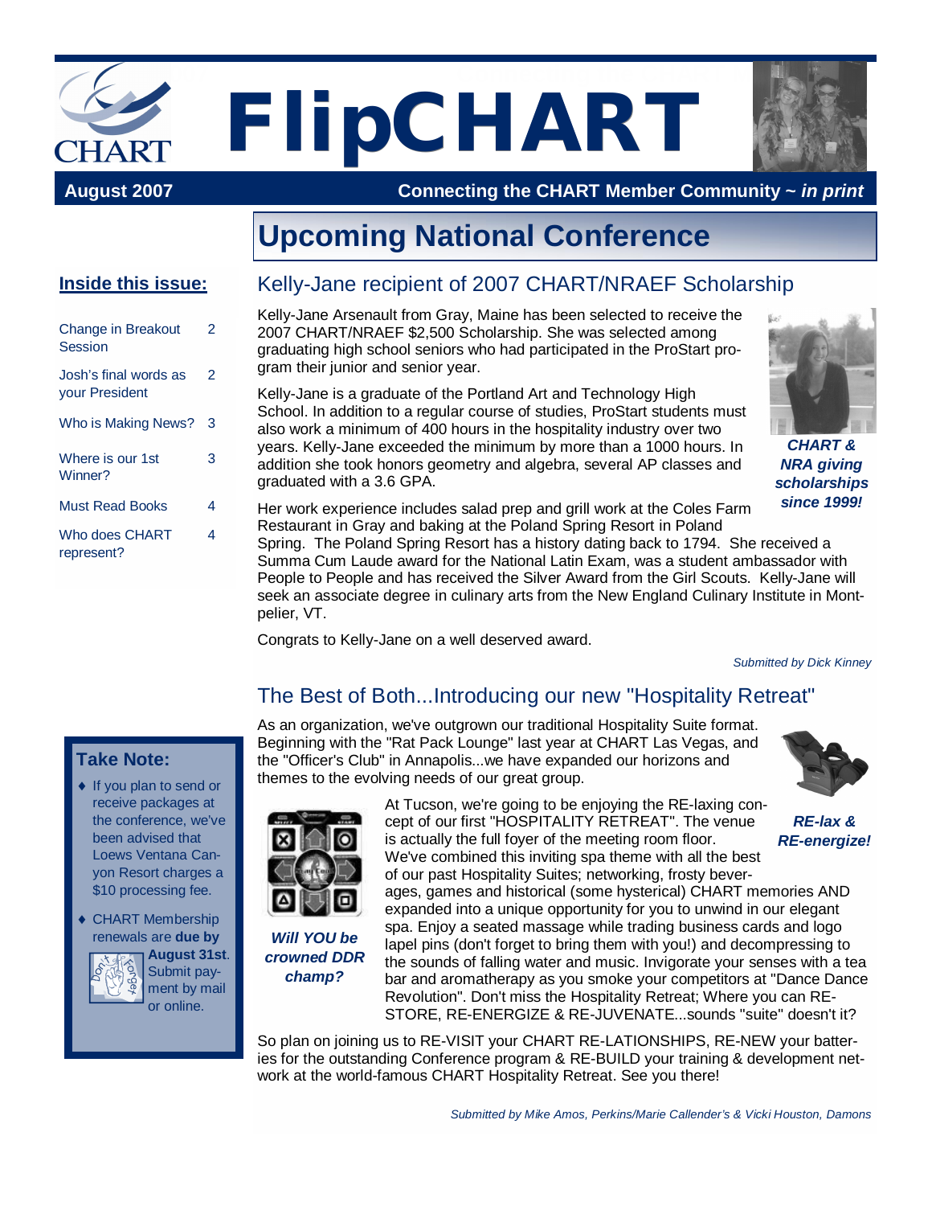# FlipCHART

**August 2007** — **Connecting the CHART Member Community ~ *in print***

## Inside this issue:

| | |
|---|---|
| Change in Breakout Session | 2 |
| Josh's final words as your President | 2 |
| Who is Making News? | 3 |
| Where is our 1st Winner? | 3 |
| Must Read Books | 4 |
| Who does CHART represent? | 4 |

# Upcoming National Conference

## Kelly-Jane recipient of 2007 CHART/NRAEF Scholarship

Kelly-Jane Arsenault from Gray, Maine has been selected to receive the 2007 CHART/NRAEF $2,500 Scholarship. She was selected among graduating high school seniors who had participated in the ProStart program their junior and senior year.

Kelly-Jane is a graduate of the Portland Art and Technology High School. In addition to a regular course of studies, ProStart students must also work a minimum of 400 hours in the hospitality industry over two years. Kelly-Jane exceeded the minimum by more than a 1000 hours. In addition she took honors geometry and algebra, several AP classes and graduated with a 3.6 GPA.

***CHART & NRA giving scholarships since 1999!***

Her work experience includes salad prep and grill work at the Coles Farm Restaurant in Gray and baking at the Poland Spring Resort in Poland Spring. The Poland Spring Resort has a history dating back to 1794. She received a Summa Cum Laude award for the National Latin Exam, was a student ambassador with People to People and has received the Silver Award from the Girl Scouts. Kelly-Jane will seek an associate degree in culinary arts from the New England Culinary Institute in Montpelier, VT.

Congrats to Kelly-Jane on a well deserved award.

*Submitted by Dick Kinney*

## The Best of Both...Introducing our new "Hospitality Retreat"

As an organization, we've outgrown our traditional Hospitality Suite format. Beginning with the "Rat Pack Lounge" last year at CHART Las Vegas, and the "Officer's Club" in Annapolis...we have expanded our horizons and themes to the evolving needs of our great group.

***RE-lax & RE-energize!***

At Tucson, we're going to be enjoying the RE-laxing concept of our first "HOSPITALITY RETREAT". The venue is actually the full foyer of the meeting room floor. We've combined this inviting spa theme with all the best of our past Hospitality Suites; networking, frosty beverages, games and historical (some hysterical) CHART memories AND expanded into a unique opportunity for you to unwind in our elegant spa. Enjoy a seated massage while trading business cards and logo lapel pins (don't forget to bring them with you!) and decompressing to the sounds of falling water and music. Invigorate your senses with a tea bar and aromatherapy as you smoke your competitors at "Dance Dance Revolution". Don't miss the Hospitality Retreat; Where you can RE-STORE, RE-ENERGIZE & RE-JUVENATE...sounds "suite" doesn't it?

***Will YOU be crowned DDR champ?***

So plan on joining us to RE-VISIT your CHART RE-LATIONSHIPS, RE-NEW your batteries for the outstanding Conference program & RE-BUILD your training & development network at the world-famous CHART Hospitality Retreat. See you there!

*Submitted by Mike Amos, Perkins/Marie Callender's & Vicki Houston, Damons*

### Take Note:

- If you plan to send or receive packages at the conference, we've been advised that Loews Ventana Canyon Resort charges a $10 processing fee.
- CHART Membership renewals are **due by August 31st**. Submit payment by mail or online.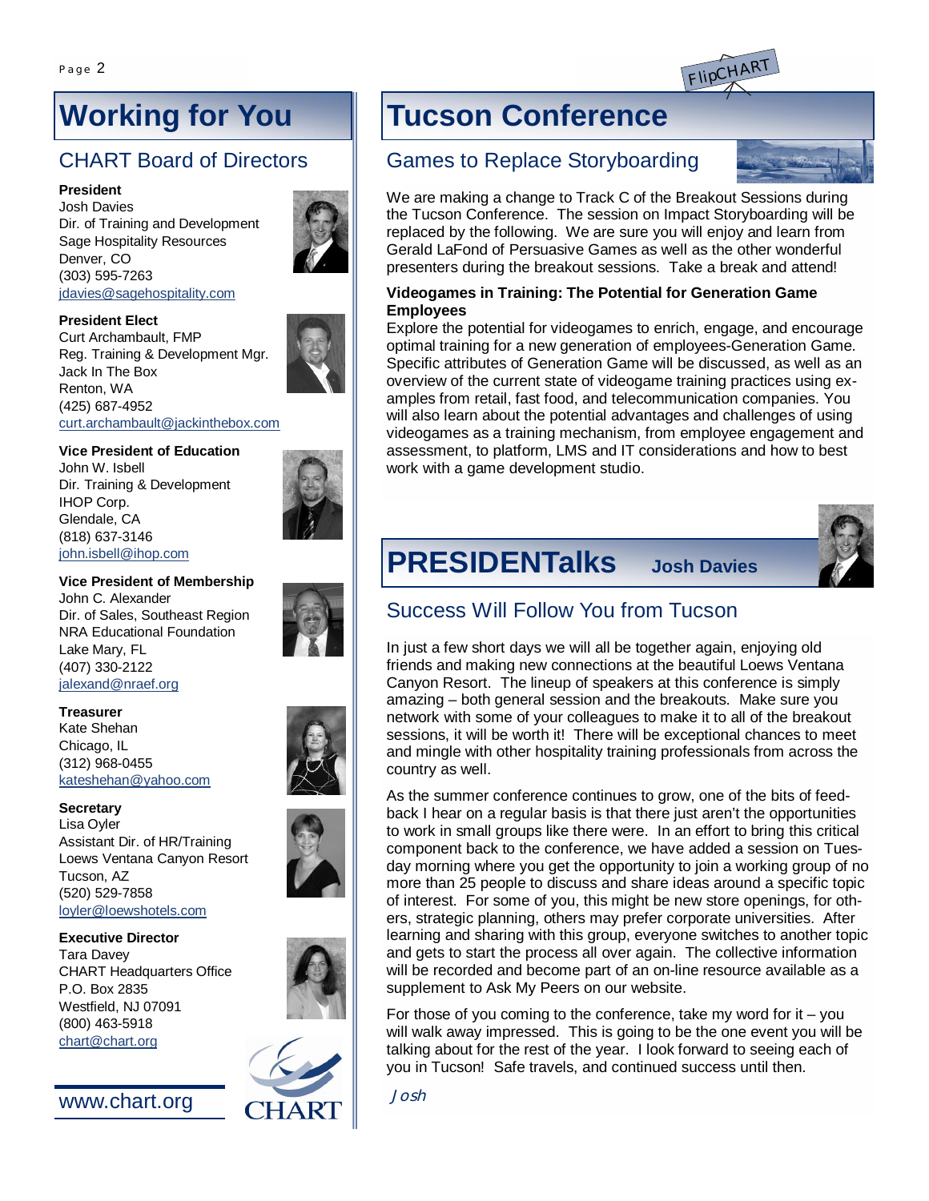# Working for You

## CHART Board of Directors

**President**
Josh Davies
Dir. of Training and Development
Sage Hospitality Resources
Denver, CO
(303) 595-7263
jdavies@sagehospitality.com

**President Elect**
Curt Archambault, FMP
Reg. Training & Development Mgr.
Jack In The Box
Renton, WA
(425) 687-4952
curt.archambault@jackinthebox.com

**Vice President of Education**
John W. Isbell
Dir. Training & Development
IHOP Corp.
Glendale, CA
(818) 637-3146
john.isbell@ihop.com

**Vice President of Membership**
John C. Alexander
Dir. of Sales, Southeast Region
NRA Educational Foundation
Lake Mary, FL
(407) 330-2122
jalexand@nraef.org

**Treasurer**
Kate Shehan
Chicago, IL
(312) 968-0455
kateshehan@yahoo.com

**Secretary**
Lisa Oyler
Assistant Dir. of HR/Training
Loews Ventana Canyon Resort
Tucson, AZ
(520) 529-7858
loyler@loewshotels.com

**Executive Director**
Tara Davey
CHART Headquarters Office
P.O. Box 2835
Westfield, NJ 07091
(800) 463-5918
chart@chart.org

www.chart.org

# Tucson Conference

## Games to Replace Storyboarding

We are making a change to Track C of the Breakout Sessions during the Tucson Conference. The session on Impact Storyboarding will be replaced by the following. We are sure you will enjoy and learn from Gerald LaFond of Persuasive Games as well as the other wonderful presenters during the breakout sessions. Take a break and attend!

**Videogames in Training: The Potential for Generation Game Employees**

Explore the potential for videogames to enrich, engage, and encourage optimal training for a new generation of employees-Generation Game. Specific attributes of Generation Game will be discussed, as well as an overview of the current state of videogame training practices using examples from retail, fast food, and telecommunication companies. You will also learn about the potential advantages and challenges of using videogames as a training mechanism, from employee engagement and assessment, to platform, LMS and IT considerations and how to best work with a game development studio.

# PRESIDENTalks — Josh Davies

## Success Will Follow You from Tucson

In just a few short days we will all be together again, enjoying old friends and making new connections at the beautiful Loews Ventana Canyon Resort. The lineup of speakers at this conference is simply amazing – both general session and the breakouts. Make sure you network with some of your colleagues to make it to all of the breakout sessions, it will be worth it! There will be exceptional chances to meet and mingle with other hospitality training professionals from across the country as well.

As the summer conference continues to grow, one of the bits of feedback I hear on a regular basis is that there just aren't the opportunities to work in small groups like there were. In an effort to bring this critical component back to the conference, we have added a session on Tuesday morning where you get the opportunity to join a working group of no more than 25 people to discuss and share ideas around a specific topic of interest. For some of you, this might be new store openings, for others, strategic planning, others may prefer corporate universities. After learning and sharing with this group, everyone switches to another topic and gets to start the process all over again. The collective information will be recorded and become part of an on-line resource available as a supplement to Ask My Peers on our website.

For those of you coming to the conference, take my word for it – you will walk away impressed. This is going to be the one event you will be talking about for the rest of the year. I look forward to seeing each of you in Tucson! Safe travels, and continued success until then.

*Josh*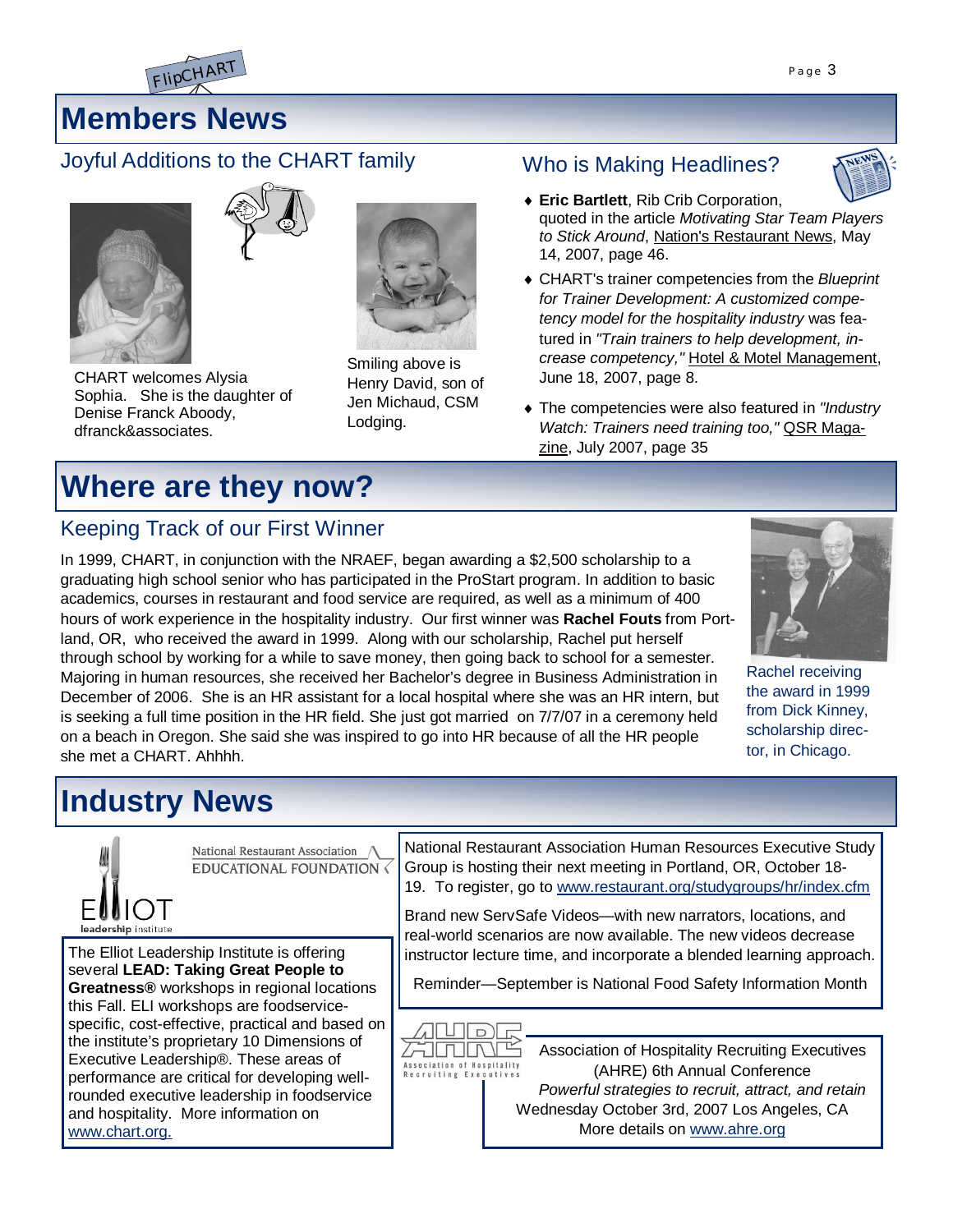# Members News

## Joyful Additions to the CHART family

CHART welcomes Alysia Sophia. She is the daughter of Denise Franck Aboody, dfranck&associates.

Smiling above is Henry David, son of Jen Michaud, CSM Lodging.

## Who is Making Headlines?

- **Eric Bartlett**, Rib Crib Corporation, quoted in the article *Motivating Star Team Players to Stick Around*, Nation's Restaurant News, May 14, 2007, page 46.
- CHART's trainer competencies from the *Blueprint for Trainer Development: A customized competency model for the hospitality industry* was featured in *"Train trainers to help development, increase competency,"* Hotel & Motel Management, June 18, 2007, page 8.
- The competencies were also featured in *"Industry Watch: Trainers need training too,"* QSR Magazine, July 2007, page 35

# Where are they now?

## Keeping Track of our First Winner

In 1999, CHART, in conjunction with the NRAEF, began awarding a $2,500 scholarship to a graduating high school senior who has participated in the ProStart program. In addition to basic academics, courses in restaurant and food service are required, as well as a minimum of 400 hours of work experience in the hospitality industry. Our first winner was **Rachel Fouts** from Portland, OR, who received the award in 1999. Along with our scholarship, Rachel put herself through school by working for a while to save money, then going back to school for a semester. Majoring in human resources, she received her Bachelor's degree in Business Administration in December of 2006. She is an HR assistant for a local hospital where she was an HR intern, but is seeking a full time position in the HR field. She just got married on 7/7/07 in a ceremony held on a beach in Oregon. She said she was inspired to go into HR because of all the HR people she met a CHART. Ahhhh.

Rachel receiving the award in 1999 from Dick Kinney, scholarship director, in Chicago.

# Industry News

National Restaurant Association EDUCATIONAL FOUNDATION

ELLIOT leadership institute

The Elliot Leadership Institute is offering several **LEAD: Taking Great People to Greatness®** workshops in regional locations this Fall. ELI workshops are foodservice-specific, cost-effective, practical and based on the institute's proprietary 10 Dimensions of Executive Leadership®. These areas of performance are critical for developing well-rounded executive leadership in foodservice and hospitality. More information on www.chart.org.

National Restaurant Association Human Resources Executive Study Group is hosting their next meeting in Portland, OR, October 18-19. To register, go to www.restaurant.org/studygroups/hr/index.cfm

Brand new ServSafe Videos—with new narrators, locations, and real-world scenarios are now available. The new videos decrease instructor lecture time, and incorporate a blended learning approach.

Reminder—September is National Food Safety Information Month

AHRE Association of Hospitality Recruiting Executives

Association of Hospitality Recruiting Executives (AHRE) 6th Annual Conference
*Powerful strategies to recruit, attract, and retain*
Wednesday October 3rd, 2007 Los Angeles, CA
More details on www.ahre.org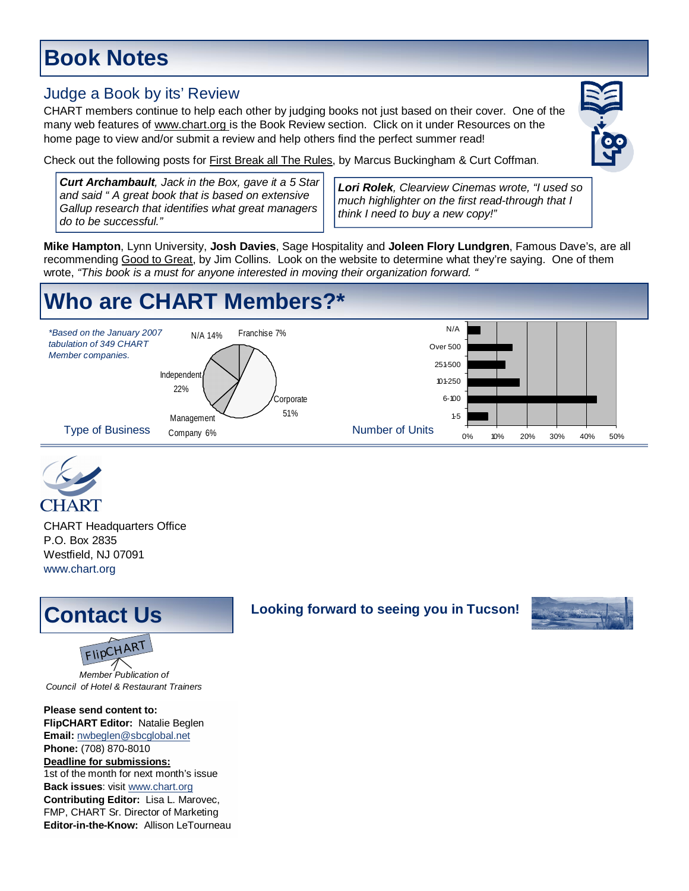# Book Notes

## Judge a Book by its' Review

CHART members continue to help each other by judging books not just based on their cover. One of the many web features of www.chart.org is the Book Review section. Click on it under Resources on the home page to view and/or submit a review and help others find the perfect summer read!

Check out the following posts for First Break all The Rules, by Marcus Buckingham & Curt Coffman.

> ***Curt Archambault**, Jack in the Box, gave it a 5 Star and said " A great book that is based on extensive Gallup research that identifies what great managers do to be successful."*

> ***Lori Rolek**, Clearview Cinemas wrote, "I used so much highlighter on the first read-through that I think I need to buy a new copy!"*

**Mike Hampton**, Lynn University, **Josh Davies**, Sage Hospitality and **Joleen Flory Lundgren**, Famous Dave's, are all recommending Good to Great, by Jim Collins. Look on the website to determine what they're saying. One of them wrote, *"This book is a must for anyone interested in moving their organization forward. "*

# Who are CHART Members?*

*\*Based on the January 2007 tabulation of 349 CHART Member companies.*

Type of Business

N/A 14%
Franchise 7%
Independent 22%
Corporate 51%
Management Company 6%

Number of Units

N/A
Over 500
251-500
101-250
6-100
1-5

0% 10% 20% 30% 40% 50%

CHART

CHART Headquarters Office
P.O. Box 2835
Westfield, NJ 07091
www.chart.org

# Contact Us

**Looking forward to seeing you in Tucson!**

FlipCHART

*Member Publication of Council of Hotel & Restaurant Trainers*

**Please send content to:**
**FlipCHART Editor:** Natalie Beglen
**Email:** nwbeglen@sbcglobal.net
**Phone:** (708) 870-8010
**Deadline for submissions:**
1st of the month for next month's issue
**Back issues**: visit www.chart.org
**Contributing Editor:** Lisa L. Marovec, FMP, CHART Sr. Director of Marketing
**Editor-in-the-Know:** Allison LeTourneau